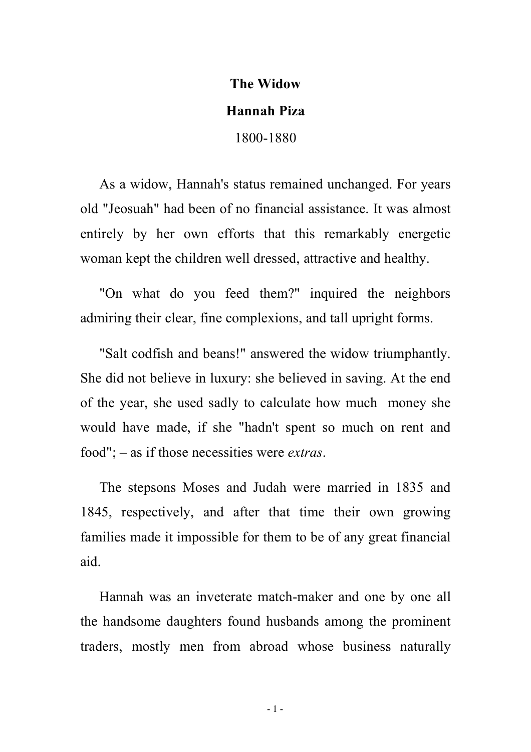# The Widow

## Hannah Piza

1800-1880

As a widow, Hannah's status remained unchanged. For years old "Jeosuah" had been of no financial assistance. It was almost entirely by her own efforts that this remarkably energetic woman kept the children well dressed, attractive and healthy.

"On what do you feed them?" inquired the neighbors admiring their clear, fine complexions, and tall upright forms.

"Salt codfish and beans!" answered the widow triumphantly. She did not believe in luxury: she believed in saving. At the end of the year, she used sadly to calculate how much money she would have made, if she "hadn't spent so much on rent and food"; – as if those necessities were *extras*.

The stepsons Moses and Judah were married in 1835 and 1845, respectively, and after that time their own growing families made it impossible for them to be of any great financial aid.

Hannah was an inveterate match-maker and one by one all the handsome daughters found husbands among the prominent traders, mostly men from abroad whose business naturally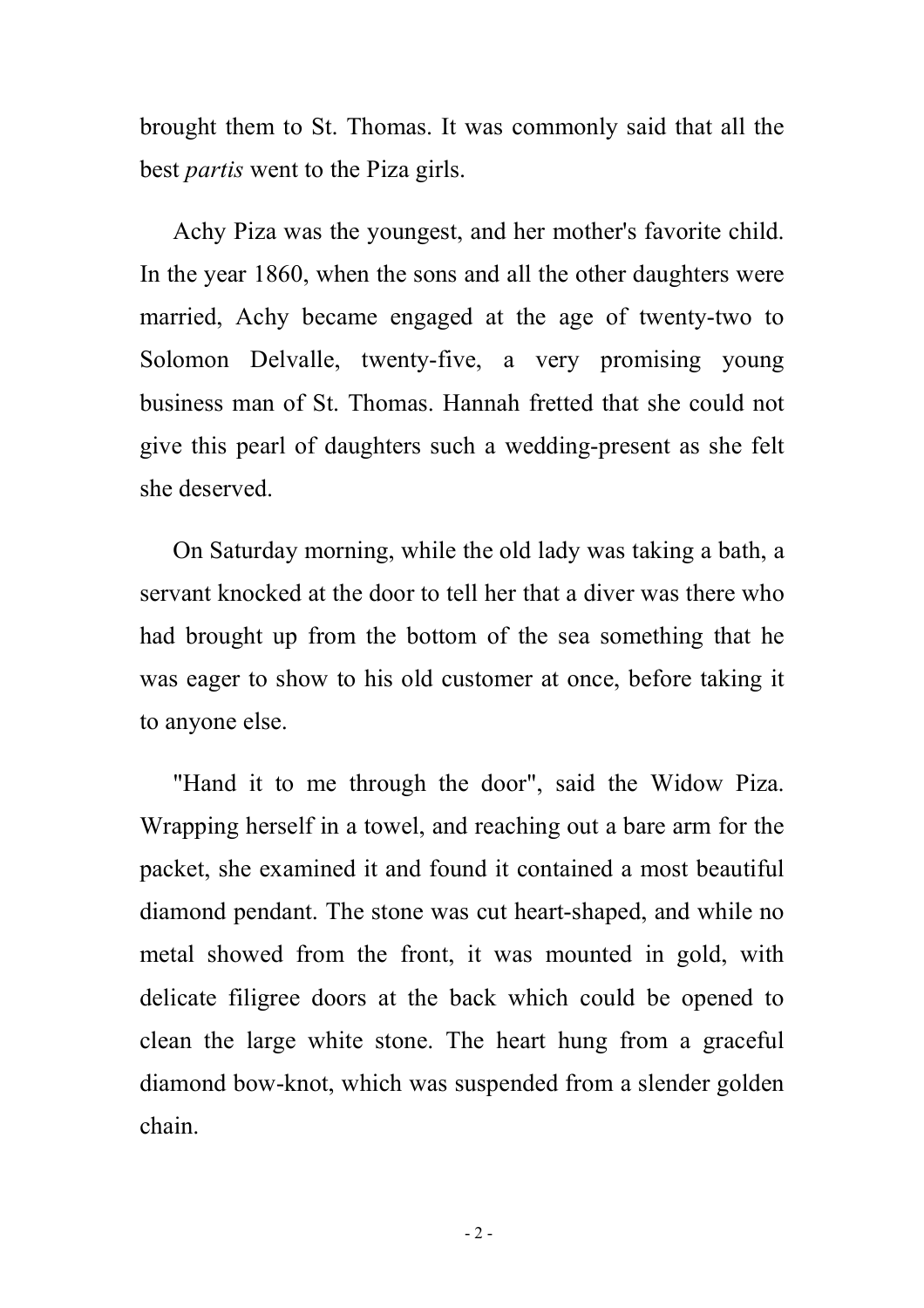brought them to St. Thomas. It was commonly said that all the best *partis* went to the Piza girls.

Achy Piza was the youngest, and her mother's favorite child. In the year 1860, when the sons and all the other daughters were married, Achy became engaged at the age of twenty-two to Solomon Delvalle, twenty-five, a very promising young business man of St. Thomas. Hannah fretted that she could not give this pearl of daughters such a wedding-present as she felt she deserved.

On Saturday morning, while the old lady was taking a bath, a servant knocked at the door to tell her that a diver was there who had brought up from the bottom of the sea something that he was eager to show to his old customer at once, before taking it to anyone else.

"Hand it to me through the door", said the Widow Piza. Wrapping herself in a towel, and reaching out a bare arm for the packet, she examined it and found it contained a most beautiful diamond pendant. The stone was cut heart-shaped, and while no metal showed from the front, it was mounted in gold, with delicate filigree doors at the back which could be opened to clean the large white stone. The heart hung from a graceful diamond bow-knot, which was suspended from a slender golden chain.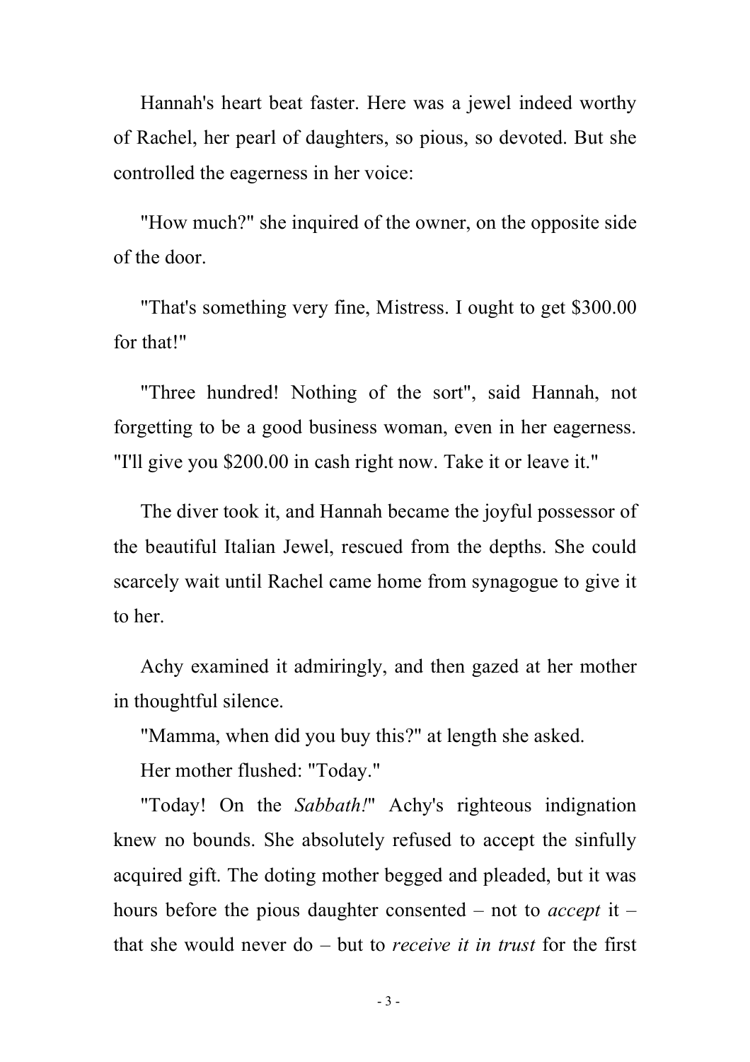Hannah's heart beat faster. Here was a jewel indeed worthy of Rachel, her pearl of daughters, so pious, so devoted. But she controlled the eagerness in her voice:

"How much?" she inquired of the owner, on the opposite side of the door.

"That's something very fine, Mistress. I ought to get $300.00 for that!"

"Three hundred! Nothing of the sort", said Hannah, not forgetting to be a good business woman, even in her eagerness. "I'll give you $200.00 in cash right now. Take it or leave it."

The diver took it, and Hannah became the joyful possessor of the beautiful Italian Jewel, rescued from the depths. She could scarcely wait until Rachel came home from synagogue to give it to her.

Achy examined it admiringly, and then gazed at her mother in thoughtful silence.

"Mamma, when did you buy this?" at length she asked.

Her mother flushed: "Today."

"Today! On the *Sabbath!*" Achy's righteous indignation knew no bounds. She absolutely refused to accept the sinfully acquired gift. The doting mother begged and pleaded, but it was hours before the pious daughter consented – not to *accept* it – that she would never do – but to *receive it in trust* for the first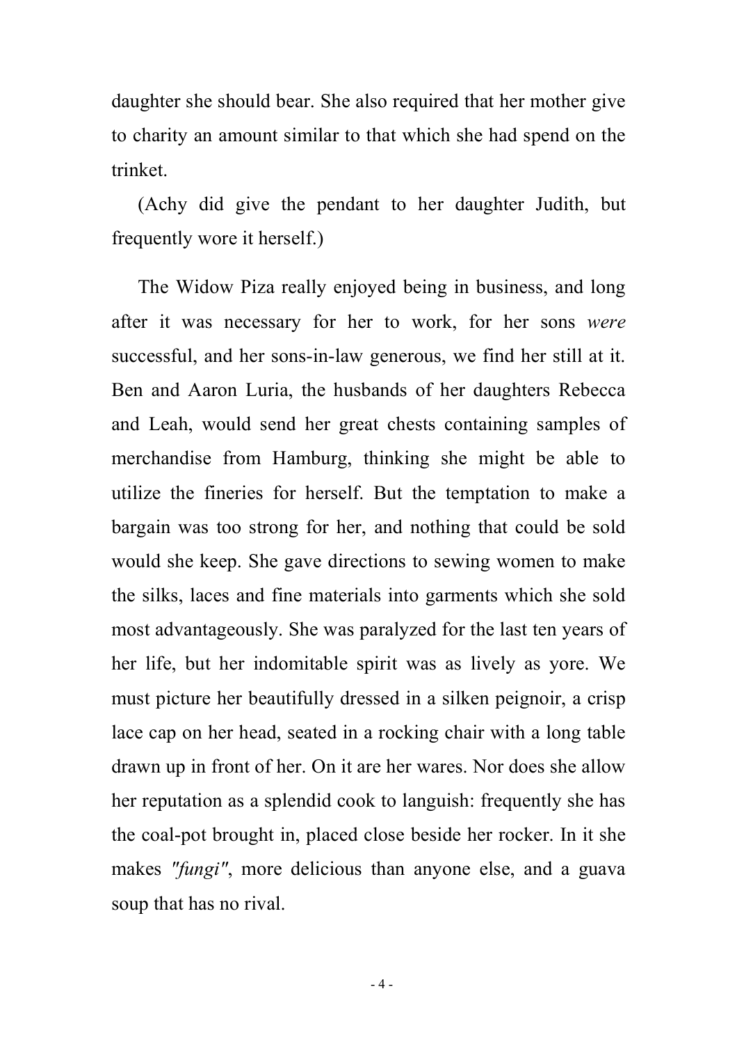daughter she should bear. She also required that her mother give to charity an amount similar to that which she had spend on the trinket.

(Achy did give the pendant to her daughter Judith, but frequently wore it herself.)

The Widow Piza really enjoyed being in business, and long after it was necessary for her to work, for her sons *were* successful, and her sons-in-law generous, we find her still at it. Ben and Aaron Luria, the husbands of her daughters Rebecca and Leah, would send her great chests containing samples of merchandise from Hamburg, thinking she might be able to utilize the fineries for herself. But the temptation to make a bargain was too strong for her, and nothing that could be sold would she keep. She gave directions to sewing women to make the silks, laces and fine materials into garments which she sold most advantageously. She was paralyzed for the last ten years of her life, but her indomitable spirit was as lively as yore. We must picture her beautifully dressed in a silken peignoir, a crisp lace cap on her head, seated in a rocking chair with a long table drawn up in front of her. On it are her wares. Nor does she allow her reputation as a splendid cook to languish: frequently she has the coal-pot brought in, placed close beside her rocker. In it she makes *"fungi"*, more delicious than anyone else, and a guava soup that has no rival.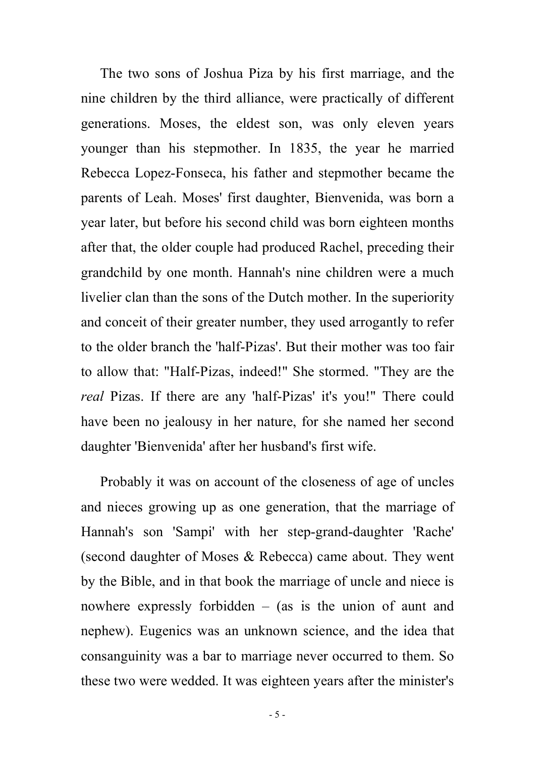The two sons of Joshua Piza by his first marriage, and the nine children by the third alliance, were practically of different generations. Moses, the eldest son, was only eleven years younger than his stepmother. In 1835, the year he married Rebecca Lopez-Fonseca, his father and stepmother became the parents of Leah. Moses' first daughter, Bienvenida, was born a year later, but before his second child was born eighteen months after that, the older couple had produced Rachel, preceding their grandchild by one month. Hannah's nine children were a much livelier clan than the sons of the Dutch mother. In the superiority and conceit of their greater number, they used arrogantly to refer to the older branch the 'half-Pizas'. But their mother was too fair to allow that: "Half-Pizas, indeed!" She stormed. "They are the *real* Pizas. If there are any 'half-Pizas' it's you!" There could have been no jealousy in her nature, for she named her second daughter 'Bienvenida' after her husband's first wife.

Probably it was on account of the closeness of age of uncles and nieces growing up as one generation, that the marriage of Hannah's son 'Sampi' with her step-grand-daughter 'Rache' (second daughter of Moses & Rebecca) came about. They went by the Bible, and in that book the marriage of uncle and niece is nowhere expressly forbidden – (as is the union of aunt and nephew). Eugenics was an unknown science, and the idea that consanguinity was a bar to marriage never occurred to them. So these two were wedded. It was eighteen years after the minister's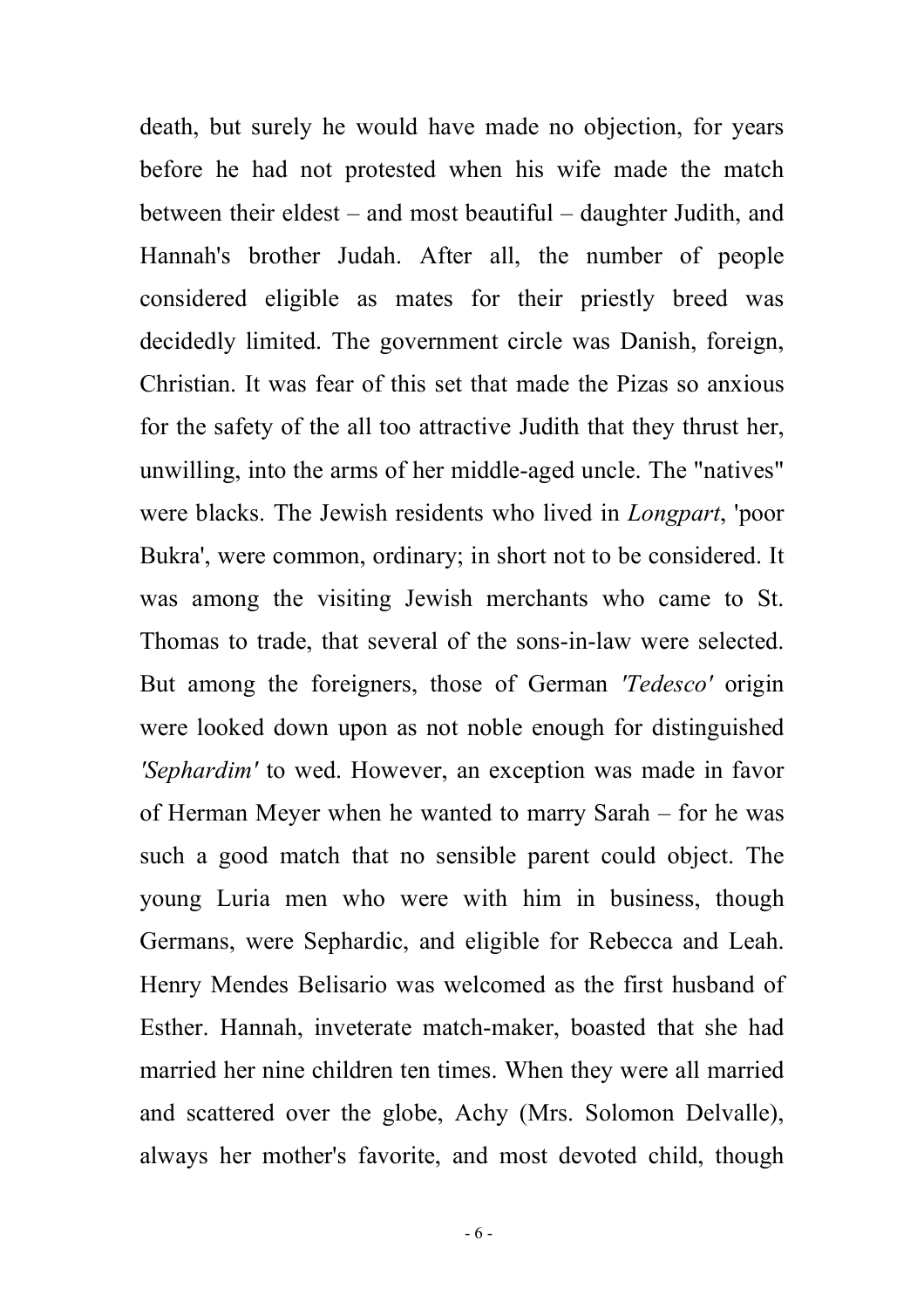death, but surely he would have made no objection, for years before he had not protested when his wife made the match between their eldest – and most beautiful – daughter Judith, and Hannah's brother Judah. After all, the number of people considered eligible as mates for their priestly breed was decidedly limited. The government circle was Danish, foreign, Christian. It was fear of this set that made the Pizas so anxious for the safety of the all too attractive Judith that they thrust her, unwilling, into the arms of her middle-aged uncle. The "natives" were blacks. The Jewish residents who lived in *Longpart*, 'poor Bukra', were common, ordinary; in short not to be considered. It was among the visiting Jewish merchants who came to St. Thomas to trade, that several of the sons-in-law were selected. But among the foreigners, those of German *'Tedesco'* origin were looked down upon as not noble enough for distinguished *'Sephardim'* to wed. However, an exception was made in favor of Herman Meyer when he wanted to marry Sarah – for he was such a good match that no sensible parent could object. The young Luria men who were with him in business, though Germans, were Sephardic, and eligible for Rebecca and Leah. Henry Mendes Belisario was welcomed as the first husband of Esther. Hannah, inveterate match-maker, boasted that she had married her nine children ten times. When they were all married and scattered over the globe, Achy (Mrs. Solomon Delvalle), always her mother's favorite, and most devoted child, though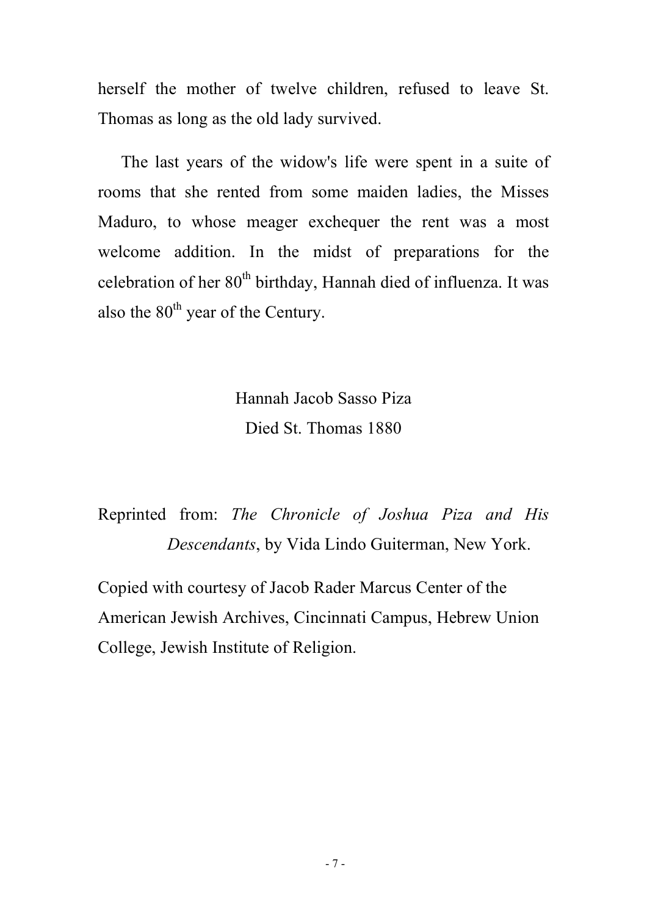herself the mother of twelve children, refused to leave St. Thomas as long as the old lady survived.

The last years of the widow's life were spent in a suite of rooms that she rented from some maiden ladies, the Misses Maduro, to whose meager exchequer the rent was a most welcome addition. In the midst of preparations for the celebration of her 80th birthday, Hannah died of influenza. It was also the 80th year of the Century.

Hannah Jacob Sasso Piza
Died St. Thomas 1880

Reprinted from: *The Chronicle of Joshua Piza and His Descendants*, by Vida Lindo Guiterman, New York.

Copied with courtesy of Jacob Rader Marcus Center of the American Jewish Archives, Cincinnati Campus, Hebrew Union College, Jewish Institute of Religion.